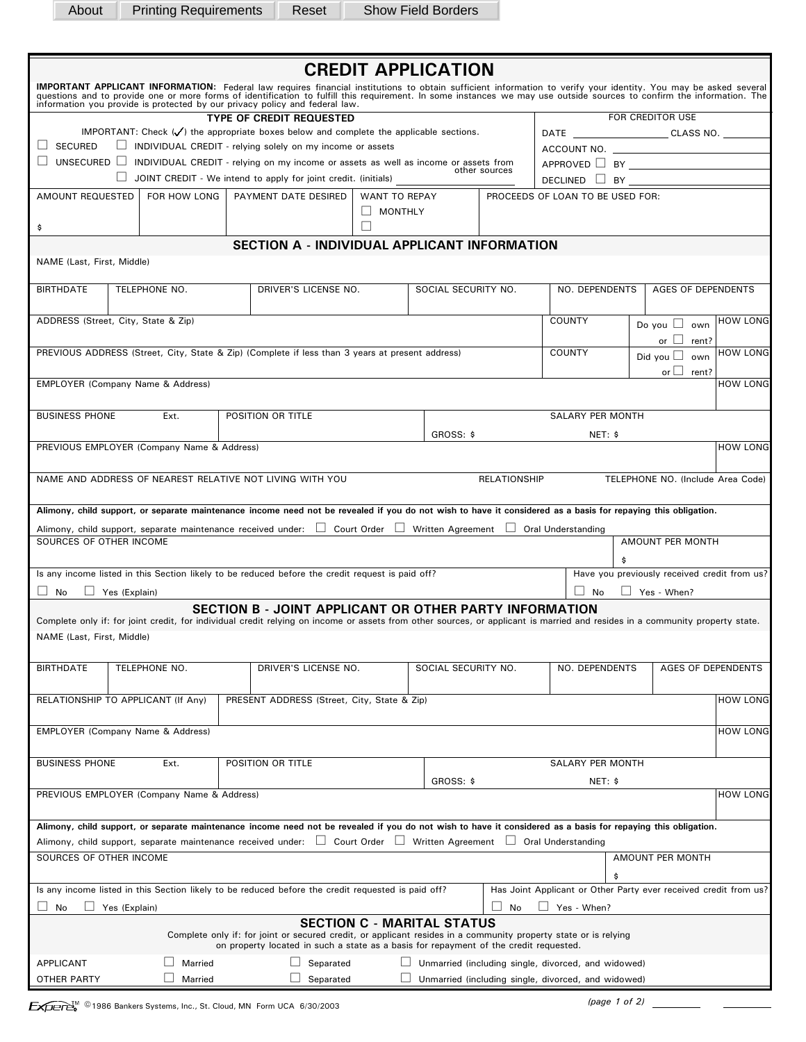About | Printing Requirements | Reset | Show Field Borders

# CREDIT APPLICATION

**IMPORTANT APPLICANT INFORMATION:** Federal law requires financial institutions to obtain sufficient information to verify your identity. You may be asked several questions and to provide one or more forms of identification to fulfill this requirement. In some instances we may use outside sources to confirm the information. The information you provide is protected by our privacy policy and federal law.

**TYPE OF CREDIT REQUESTED**

IMPORTANT: Check (✓) the appropriate boxes below and complete the applicable sections.

- ☐ SECURED
- ☐ UNSECURED
- ☐ INDIVIDUAL CREDIT - relying solely on my income or assets
- ☐ INDIVIDUAL CREDIT - relying on my income or assets as well as income or assets from other sources
- ☐ JOINT CREDIT - We intend to apply for joint credit. (initials) ____________

**FOR CREDITOR USE**

DATE ____________ CLASS NO. ________

ACCOUNT NO. ____________

APPROVED ☐ BY ____________

DECLINED ☐ BY ____________

| AMOUNT REQUESTED | FOR HOW LONG | PAYMENT DATE DESIRED | WANT TO REPAY | PROCEEDS OF LOAN TO BE USED FOR: |
|---|---|---|---|---|
| $ | | | ☐ MONTHLY ☐ | |

## SECTION A - INDIVIDUAL APPLICANT INFORMATION

NAME (Last, First, Middle)

| BIRTHDATE | TELEPHONE NO. | DRIVER'S LICENSE NO. | SOCIAL SECURITY NO. | NO. DEPENDENTS | AGES OF DEPENDENTS |
|---|---|---|---|---|---|
| | | | | | |

| ADDRESS (Street, City, State & Zip) | COUNTY | Do you ☐ own or ☐ rent? | HOW LONG |
|---|---|---|---|
| | | | |

| PREVIOUS ADDRESS (Street, City, State & Zip) (Complete if less than 3 years at present address) | COUNTY | Did you ☐ own or ☐ rent? | HOW LONG |
|---|---|---|---|
| | | | |

| EMPLOYER (Company Name & Address) | HOW LONG |
|---|---|
| | |

| BUSINESS PHONE | Ext. | POSITION OR TITLE | SALARY PER MONTH |
|---|---|---|---|
| | | | GROSS: $ NET: $ |

| PREVIOUS EMPLOYER (Company Name & Address) | HOW LONG |
|---|---|
| | |

| NAME AND ADDRESS OF NEAREST RELATIVE NOT LIVING WITH YOU | RELATIONSHIP | TELEPHONE NO. (Include Area Code) |
|---|---|---|
| | | |

**Alimony, child support, or separate maintenance income need not be revealed if you do not wish to have it considered as a basis for repaying this obligation.**

Alimony, child support, separate maintenance received under: ☐ Court Order ☐ Written Agreement ☐ Oral Understanding

| SOURCES OF OTHER INCOME | AMOUNT PER MONTH |
|---|---|
| | $ |

| Is any income listed in this Section likely to be reduced before the credit request is paid off? | Have you previously received credit from us? |
|---|---|
| ☐ No ☐ Yes (Explain) | ☐ No ☐ Yes - When? |

## SECTION B - JOINT APPLICANT OR OTHER PARTY INFORMATION

Complete only if: for joint credit, for individual credit relying on income or assets from other sources, or applicant is married and resides in a community property state.

NAME (Last, First, Middle)

| BIRTHDATE | TELEPHONE NO. | DRIVER'S LICENSE NO. | SOCIAL SECURITY NO. | NO. DEPENDENTS | AGES OF DEPENDENTS |
|---|---|---|---|---|---|
| | | | | | |

| RELATIONSHIP TO APPLICANT (If Any) | PRESENT ADDRESS (Street, City, State & Zip) | HOW LONG |
|---|---|---|
| | | |

| EMPLOYER (Company Name & Address) | HOW LONG |
|---|---|
| | |

| BUSINESS PHONE | Ext. | POSITION OR TITLE | SALARY PER MONTH |
|---|---|---|---|
| | | | GROSS: $ NET: $ |

| PREVIOUS EMPLOYER (Company Name & Address) | HOW LONG |
|---|---|
| | |

**Alimony, child support, or separate maintenance income need not be revealed if you do not wish to have it considered as a basis for repaying this obligation.**

Alimony, child support, separate maintenance received under: ☐ Court Order ☐ Written Agreement ☐ Oral Understanding

| SOURCES OF OTHER INCOME | AMOUNT PER MONTH |
|---|---|
| | $ |

| Is any income listed in this Section likely to be reduced before the credit requested is paid off? | Has Joint Applicant or Other Party ever received credit from us? |
|---|---|
| ☐ No ☐ Yes (Explain) | ☐ No ☐ Yes - When? |

## SECTION C - MARITAL STATUS

Complete only if: for joint or secured credit, or applicant resides in a community property state or is relying on property located in such a state as a basis for repayment of the credit requested.

| | | | |
|---|---|---|---|
| APPLICANT | ☐ Married | ☐ Separated | ☐ Unmarried (including single, divorced, and widowed) |
| OTHER PARTY | ☐ Married | ☐ Separated | ☐ Unmarried (including single, divorced, and widowed) |

Expere™ ©1986 Bankers Systems, Inc., St. Cloud, MN Form UCA 6/30/2003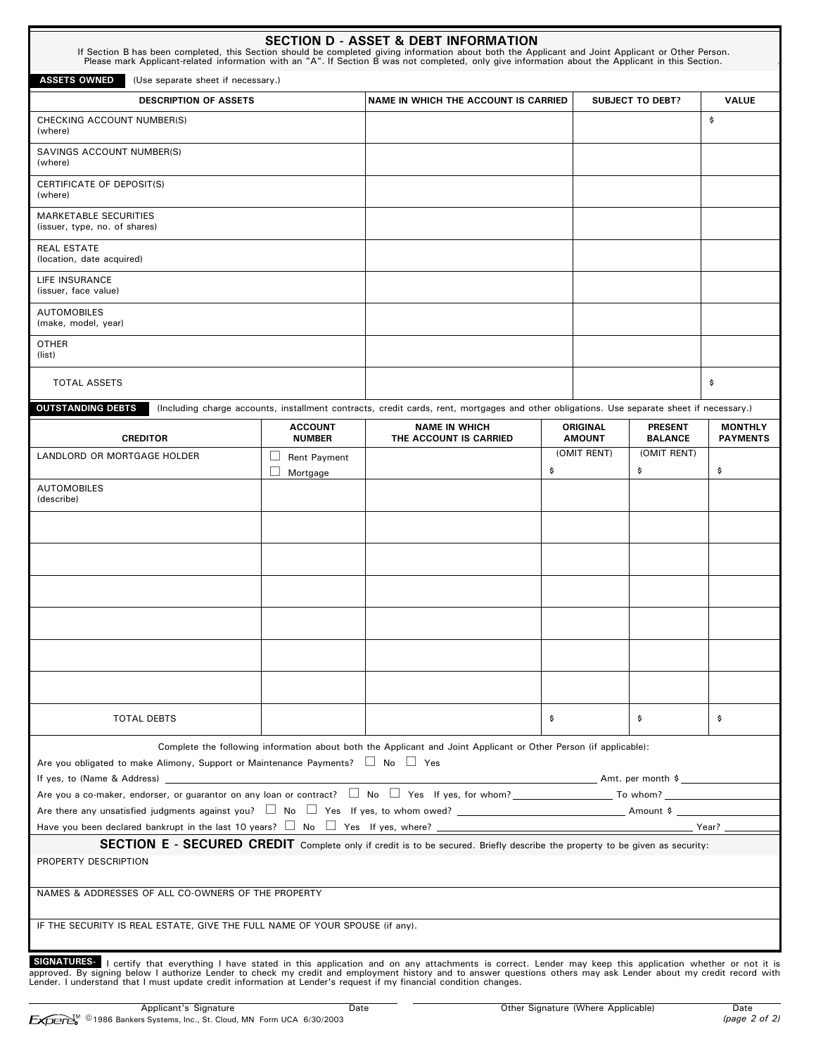## SECTION D - ASSET & DEBT INFORMATION

If Section B has been completed, this Section should be completed giving information about both the Applicant and Joint Applicant or Other Person. Please mark Applicant-related information with an "A". If Section B was not completed, only give information about the Applicant in this Section.

**ASSETS OWNED** (Use separate sheet if necessary.)

| DESCRIPTION OF ASSETS | NAME IN WHICH THE ACCOUNT IS CARRIED | SUBJECT TO DEBT? | VALUE |
|---|---|---|---|
| CHECKING ACCOUNT NUMBER(S) (where) | | | $ |
| SAVINGS ACCOUNT NUMBER(S) (where) | | | |
| CERTIFICATE OF DEPOSIT(S) (where) | | | |
| MARKETABLE SECURITIES (issuer, type, no. of shares) | | | |
| REAL ESTATE (location, date acquired) | | | |
| LIFE INSURANCE (issuer, face value) | | | |
| AUTOMOBILES (make, model, year) | | | |
| OTHER (list) | | | |
| TOTAL ASSETS | | | $ |

**OUTSTANDING DEBTS** (Including charge accounts, installment contracts, credit cards, rent, mortgages and other obligations. Use separate sheet if necessary.)

| CREDITOR | ACCOUNT NUMBER | NAME IN WHICH THE ACCOUNT IS CARRIED | ORIGINAL AMOUNT | PRESENT BALANCE | MONTHLY PAYMENTS |
|---|---|---|---|---|---|
| LANDLORD OR MORTGAGE HOLDER | ☐ Rent Payment ☐ Mortgage | | (OMIT RENT) $ | (OMIT RENT) $ | $ |
| AUTOMOBILES (describe) | | | | | |
| | | | | | |
| | | | | | |
| | | | | | |
| | | | | | |
| | | | | | |
| | | | | | |
| TOTAL DEBTS | | | $ | $ | $ |

Complete the following information about both the Applicant and Joint Applicant or Other Person (if applicable):

Are you obligated to make Alimony, Support or Maintenance Payments? ☐ No ☐ Yes

If yes, to (Name & Address) ______________________ Amt. per month $ __________

Are you a co-maker, endorser, or guarantor on any loan or contract? ☐ No ☐ Yes If yes, for whom? __________ To whom? __________

Are there any unsatisfied judgments against you? ☐ No ☐ Yes If yes, to whom owed? __________ Amount $ __________

Have you been declared bankrupt in the last 10 years? ☐ No ☐ Yes If yes, where? __________ Year? __________

## SECTION E - SECURED CREDIT

Complete only if credit is to be secured. Briefly describe the property to be given as security:

PROPERTY DESCRIPTION

NAMES & ADDRESSES OF ALL CO-OWNERS OF THE PROPERTY

IF THE SECURITY IS REAL ESTATE, GIVE THE FULL NAME OF YOUR SPOUSE (if any).

**SIGNATURES-** I certify that everything I have stated in this application and on any attachments is correct. Lender may keep this application whether or not it is approved. By signing below I authorize Lender to check my credit and employment history and to answer questions others may ask Lender about my credit record with Lender. I understand that I must update credit information at Lender's request if my financial condition changes.

Applicant's Signature ______ Date ______ Other Signature (Where Applicable) ______ Date ______

Expere™ ©1986 Bankers Systems, Inc., St. Cloud, MN Form UCA 6/30/2003